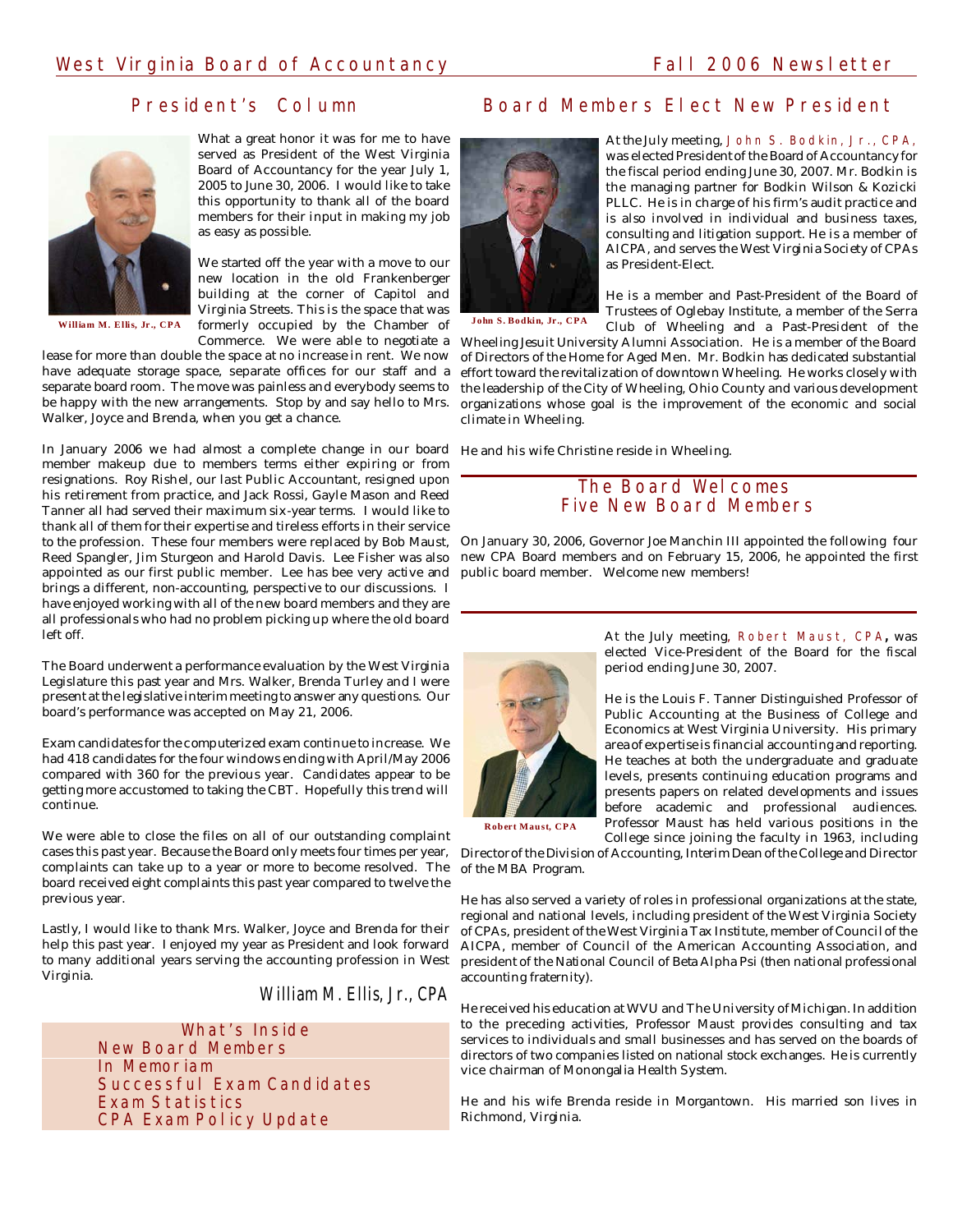## President's Column

What a great honor it was for me to have served as President of the West Virginia Board of Accountancy for the year July 1, 2005 to June 30, 2006. I would like to take this opportunity to thank all of the board members for their input in making my job as easy as possible.

William M. Ellis, Jr., CPA

We started off the year with a move to our new location in the old Frankenberger building at the corner of Capitol and Virginia Streets. This is the space that was formerly occupied by the Chamber of Commerce. We were able to negotiate a lease for more than double the space at no increase in rent. We now have adequate storage space, separate offices for our staff and a separate board room. The move was painless and everybody seems to be happy with the new arrangements. Stop by and say hello to Mrs. Walker, Joyce and Brenda, when you get a chance.

In January 2006 we had almost a complete change in our board member makeup due to members terms either expiring or from resignations. Roy Rishel, our last Public Accountant, resigned upon his retirement from practice, and Jack Rossi, Gayle Mason and Reed Tanner all had served their maximum six-year terms. I would like to thank all of them for their expertise and tireless efforts in their service to the profession. These four members were replaced by Bob Maust, Reed Spangler, Jim Sturgeon and Harold Davis. Lee Fisher was also appointed as our first public member. Lee has bee very active and brings a different, non-accounting, perspective to our discussions. I have enjoyed working with all of the new board members and they are all professionals who had no problem picking up where the old board left off.

The Board underwent a performance evaluation by the West Virginia Legislature this past year and Mrs. Walker, Brenda Turley and I were present at the legislative interim meeting to answer any questions. Our board's performance was accepted on May 21, 2006.

Exam candidates for the computerized exam continue to increase. We had 418 candidates for the four windows ending with April/May 2006 compared with 360 for the previous year. Candidates appear to be getting more accustomed to taking the CBT. Hopefully this trend will continue.

We were able to close the files on all of our outstanding complaint cases this past year. Because the Board only meets four times per year, complaints can take up to a year or more to become resolved. The board received eight complaints this past year compared to twelve the previous year.

Lastly, I would like to thank Mrs. Walker, Joyce and Brenda for their help this past year. I enjoyed my year as President and look forward to many additional years serving the accounting profession in West Virginia.

William M. Ellis, Jr., CPA

**What's Inside**
- New Board Members
- In Memoriam
- Successful Exam Candidates
- Exam Statistics
- CPA Exam Policy Update

## Board Members Elect New President

John S. Bodkin, Jr., CPA

At the July meeting, John S. Bodkin, Jr., CPA, was elected President of the Board of Accountancy for the fiscal period ending June 30, 2007. Mr. Bodkin is the managing partner for Bodkin Wilson & Kozicki PLLC. He is in charge of his firm's audit practice and is also involved in individual and business taxes, consulting and litigation support. He is a member of AICPA, and serves the West Virginia Society of CPAs as President-Elect.

He is a member and Past-President of the Board of Trustees of Oglebay Institute, a member of the Serra Club of Wheeling and a Past-President of the Wheeling Jesuit University Alumni Association. He is a member of the Board of Directors of the Home for Aged Men. Mr. Bodkin has dedicated substantial effort toward the revitalization of downtown Wheeling. He works closely with the leadership of the City of Wheeling, Ohio County and various development organizations whose goal is the improvement of the economic and social climate in Wheeling.

He and his wife Christine reside in Wheeling.

## The Board Welcomes Five New Board Members

On January 30, 2006, Governor Joe Manchin III appointed the following four new CPA Board members and on February 15, 2006, he appointed the first public board member. Welcome new members!

Robert Maust, CPA

At the July meeting, Robert Maust, CPA, was elected Vice-President of the Board for the fiscal period ending June 30, 2007.

He is the Louis F. Tanner Distinguished Professor of Public Accounting at the Business of College and Economics at West Virginia University. His primary area of expertise is financial accounting and reporting. He teaches at both the undergraduate and graduate levels, presents continuing education programs and presents papers on related developments and issues before academic and professional audiences. Professor Maust has held various positions in the College since joining the faculty in 1963, including Director of the Division of Accounting, Interim Dean of the College and Director of the MBA Program.

He has also served a variety of roles in professional organizations at the state, regional and national levels, including president of the West Virginia Society of CPAs, president of the West Virginia Tax Institute, member of Council of the AICPA, member of Council of the American Accounting Association, and president of the National Council of Beta Alpha Psi (then national professional accounting fraternity).

He received his education at WVU and The University of Michigan. In addition to the preceding activities, Professor Maust provides consulting and tax services to individuals and small businesses and has served on the boards of directors of two companies listed on national stock exchanges. He is currently vice chairman of Monongalia Health System.

He and his wife Brenda reside in Morgantown. His married son lives in Richmond, Virginia.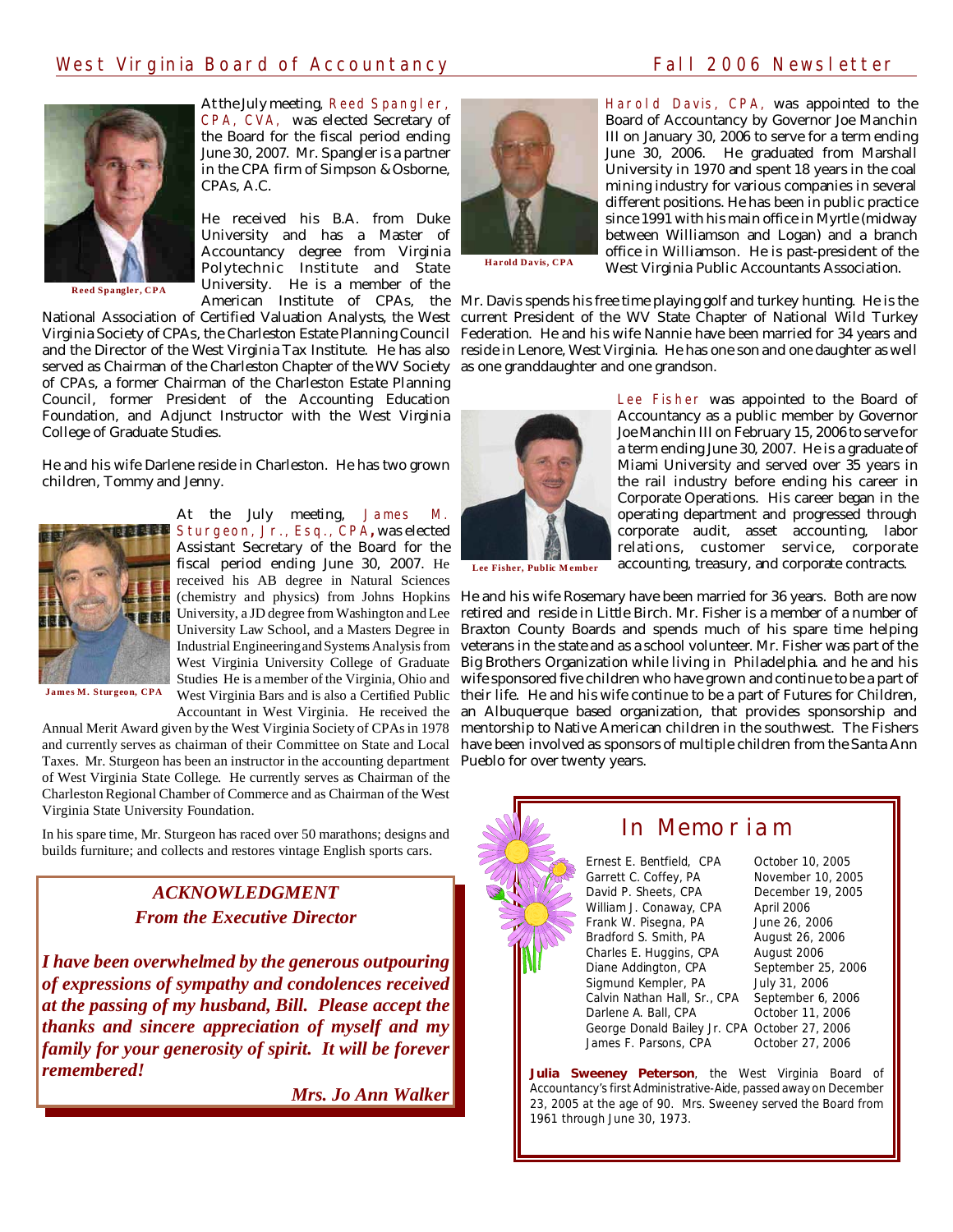At the July meeting, Reed Spangler, CPA, CVA, was elected Secretary of the Board for the fiscal period ending June 30, 2007. Mr. Spangler is a partner in the CPA firm of Simpson & Osborne, CPAs, A.C.

He received his B.A. from Duke University and has a Master of Accountancy degree from Virginia Polytechnic Institute and State University. He is a member of the American Institute of CPAs, the National Association of Certified Valuation Analysts, the West Virginia Society of CPAs, the Charleston Estate Planning Council and the Director of the West Virginia Tax Institute. He has also served as Chairman of the Charleston Chapter of the WV Society of CPAs, a former Chairman of the Charleston Estate Planning Council, former President of the Accounting Education Foundation, and Adjunct Instructor with the West Virginia College of Graduate Studies.

He and his wife Darlene reside in Charleston. He has two grown children, Tommy and Jenny.

Reed Spangler, CPA

At the July meeting, James M. Sturgeon, Jr., Esq., CPA, was elected Assistant Secretary of the Board for the fiscal period ending June 30, 2007. He received his AB degree in Natural Sciences (chemistry and physics) from Johns Hopkins University, a JD degree from Washington and Lee University Law School, and a Masters Degree in Industrial Engineering and Systems Analysis from West Virginia University College of Graduate Studies He is a member of the Virginia, Ohio and West Virginia Bars and is also a Certified Public Accountant in West Virginia. He received the Annual Merit Award given by the West Virginia Society of CPAs in 1978 and currently serves as chairman of their Committee on State and Local Taxes. Mr. Sturgeon has been an instructor in the accounting department of West Virginia State College. He currently serves as Chairman of the Charleston Regional Chamber of Commerce and as Chairman of the West Virginia State University Foundation.

In his spare time, Mr. Sturgeon has raced over 50 marathons; designs and builds furniture; and collects and restores vintage English sports cars.

James M. Sturgeon, CPA

### *ACKNOWLEDGMENT From the Executive Director*

***I have been overwhelmed by the generous outpouring of expressions of sympathy and condolences received at the passing of my husband, Bill. Please accept the thanks and sincere appreciation of myself and my family for your generosity of spirit. It will be forever remembered!***

***Mrs. Jo Ann Walker***

Harold Davis, CPA, was appointed to the Board of Accountancy by Governor Joe Manchin III on January 30, 2006 to serve for a term ending June 30, 2006. He graduated from Marshall University in 1970 and spent 18 years in the coal mining industry for various companies in several different positions. He has been in public practice since 1991 with his main office in Myrtle (midway between Williamson and Logan) and a branch office in Williamson. He is past-president of the West Virginia Public Accountants Association.

Harold Davis, CPA

Mr. Davis spends his free time playing golf and turkey hunting. He is the current President of the WV State Chapter of National Wild Turkey Federation. He and his wife Nannie have been married for 34 years and reside in Lenore, West Virginia. He has one son and one daughter as well as one granddaughter and one grandson.

Lee Fisher was appointed to the Board of Accountancy as a public member by Governor Joe Manchin III on February 15, 2006 to serve for a term ending June 30, 2007. He is a graduate of Miami University and served over 35 years in the rail industry before ending his career in Corporate Operations. His career began in the operating department and progressed through corporate audit, asset accounting, labor relations, customer service, corporate accounting, treasury, and corporate contracts.

Lee Fisher, Public Member

He and his wife Rosemary have been married for 36 years. Both are now retired and reside in Little Birch. Mr. Fisher is a member of a number of Braxton County Boards and spends much of his spare time helping veterans in the state and as a school volunteer. Mr. Fisher was part of the Big Brothers Organization while living in Philadelphia. and he and his wife sponsored five children who have grown and continue to be a part of their life. He and his wife continue to be a part of Futures for Children, an Albuquerque based organization, that provides sponsorship and mentorship to Native American children in the southwest. The Fishers have been involved as sponsors of multiple children from the Santa Ann Pueblo for over twenty years.

## In Memoriam

| | |
|---|---|
| Ernest E. Bentfield, CPA | October 10, 2005 |
| Garrett C. Coffey, PA | November 10, 2005 |
| David P. Sheets, CPA | December 19, 2005 |
| William J. Conaway, CPA | April 2006 |
| Frank W. Pisegna, PA | June 26, 2006 |
| Bradford S. Smith, PA | August 26, 2006 |
| Charles E. Huggins, CPA | August 2006 |
| Diane Addington, CPA | September 25, 2006 |
| Sigmund Kempler, PA | July 31, 2006 |
| Calvin Nathan Hall, Sr., CPA | September 6, 2006 |
| Darlene A. Ball, CPA | October 11, 2006 |
| George Donald Bailey Jr. CPA | October 27, 2006 |
| James F. Parsons, CPA | October 27, 2006 |

**Julia Sweeney Peterson**, the West Virginia Board of Accountancy's first Administrative-Aide, passed away on December 23, 2005 at the age of 90. Mrs. Sweeney served the Board from 1961 through June 30, 1973.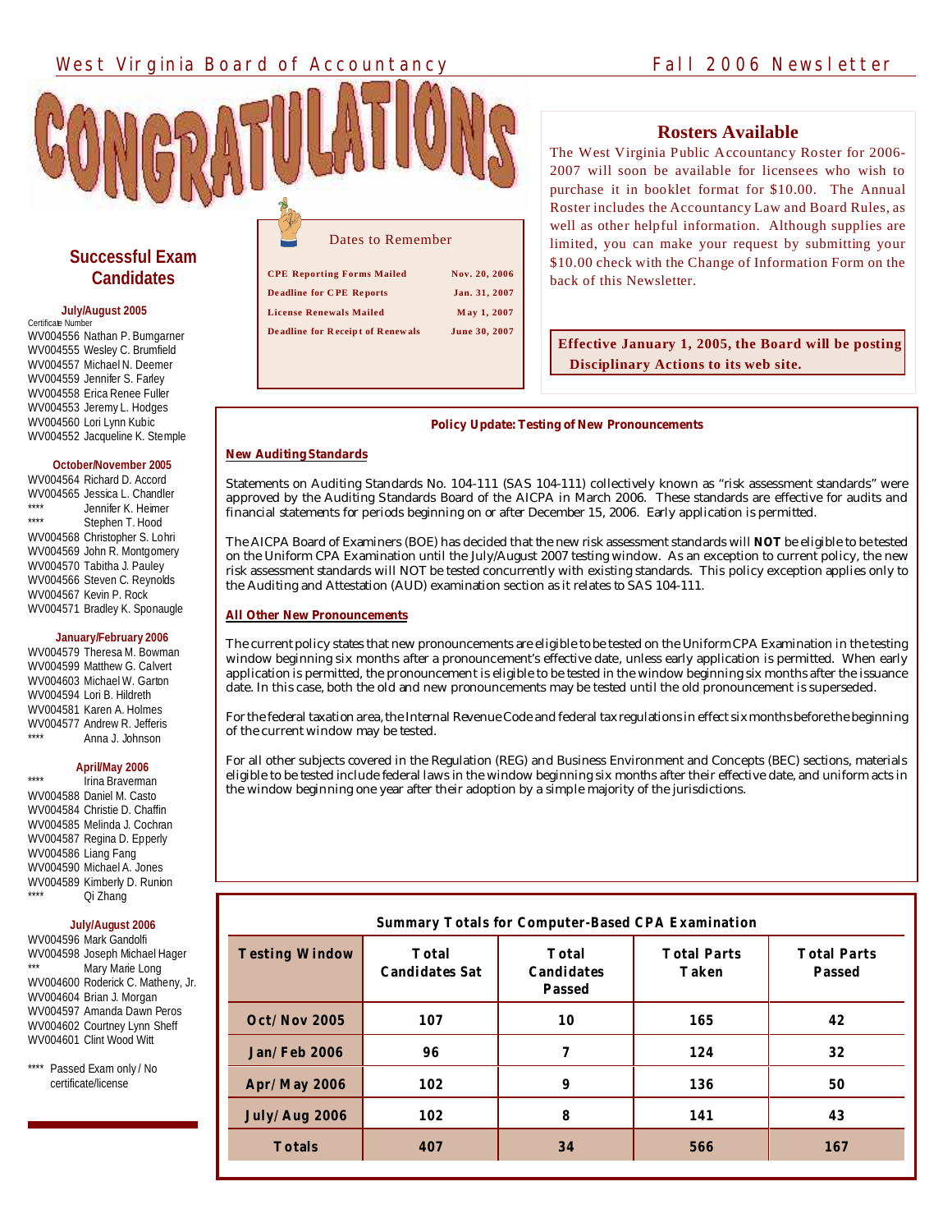# CONGRATULATIONS

## Successful Exam Candidates

**July/August 2005**

Certificate Number

WV004556 Nathan P. Bumgarner
WV004555 Wesley C. Brumfield
WV004557 Michael N. Deemer
WV004559 Jennifer S. Farley
WV004558 Erica Renee Fuller
WV004553 Jeremy L. Hodges
WV004560 Lori Lynn Kubic
WV004552 Jacqueline K. Stemple

**October/November 2005**

WV004564 Richard D. Accord
WV004565 Jessica L. Chandler
**** Jennifer K. Heimer
**** Stephen T. Hood
WV004568 Christopher S. Lohri
WV004569 John R. Montgomery
WV004570 Tabitha J. Pauley
WV004566 Steven C. Reynolds
WV004567 Kevin P. Rock
WV004571 Bradley K. Sponaugle

**January/February 2006**

WV004579 Theresa M. Bowman
WV004599 Matthew G. Calvert
WV004603 Michael W. Garton
WV004594 Lori B. Hildreth
WV004581 Karen A. Holmes
WV004577 Andrew R. Jefferis
**** Anna J. Johnson

**April/May 2006**

**** Irina Braverman
WV004588 Daniel M. Casto
WV004584 Christie D. Chaffin
WV004585 Melinda J. Cochran
WV004587 Regina D. Epperly
WV004586 Liang Fang
WV004590 Michael A. Jones
WV004589 Kimberly D. Runion
**** Qi Zhang

**July/August 2006**

WV004596 Mark Gandolfi
WV004598 Joseph Michael Hager
*** Mary Marie Long
WV004600 Roderick C. Matheny, Jr.
WV004604 Brian J. Morgan
WV004597 Amanda Dawn Peros
WV004602 Courtney Lynn Sheff
WV004601 Clint Wood Witt

**** Passed Exam only / No certificate/license

## Dates to Remember

| | |
|---|---|
| CPE Reporting Forms Mailed | Nov. 20, 2006 |
| Deadline for CPE Reports | Jan. 31, 2007 |
| License Renewals Mailed | May 1, 2007 |
| Deadline for Receipt of Renewals | June 30, 2007 |

## Rosters Available

The West Virginia Public Accountancy Roster for 2006-2007 will soon be available for licensees who wish to purchase it in booklet format for $10.00. The Annual Roster includes the Accountancy Law and Board Rules, as well as other helpful information. Although supplies are limited, you can make your request by submitting your $10.00 check with the Change of Information Form on the back of this Newsletter.

**Effective January 1, 2005, the Board will be posting Disciplinary Actions to its web site.**

## Policy Update: Testing of New Pronouncements

**New Auditing Standards**

Statements on Auditing Standards No. 104-111 (SAS 104-111) collectively known as "risk assessment standards" were approved by the Auditing Standards Board of the AICPA in March 2006. These standards are effective for audits and financial statements for periods beginning on or after December 15, 2006. Early application is permitted.

The AICPA Board of Examiners (BOE) has decided that the new risk assessment standards will **NOT** be eligible to be tested on the Uniform CPA Examination until the July/August 2007 testing window. As an exception to current policy, the new risk assessment standards will NOT be tested concurrently with existing standards. This policy exception applies only to the Auditing and Attestation (AUD) examination section as it relates to SAS 104-111.

**All Other New Pronouncements**

The current policy states that new pronouncements are eligible to be tested on the Uniform CPA Examination in the testing window beginning six months after a pronouncement's effective date, unless early application is permitted. When early application is permitted, the pronouncement is eligible to be tested in the window beginning six months after the issuance date. In this case, both the old and new pronouncements may be tested until the old pronouncement is superseded.

For the federal taxation area, the Internal Revenue Code and federal tax regulations in effect six months before the beginning of the current window may be tested.

For all other subjects covered in the Regulation (REG) and Business Environment and Concepts (BEC) sections, materials eligible to be tested include federal laws in the window beginning six months after their effective date, and uniform acts in the window beginning one year after their adoption by a simple majority of the jurisdictions.

## Summary Totals for Computer-Based CPA Examination

| Testing Window | Total Candidates Sat | Total Candidates Passed | Total Parts Taken | Total Parts Passed |
|---|---|---|---|---|
| Oct/Nov 2005 | 107 | 10 | 165 | 42 |
| Jan/Feb 2006 | 96 | 7 | 124 | 32 |
| Apr/May 2006 | 102 | 9 | 136 | 50 |
| July/Aug 2006 | 102 | 8 | 141 | 43 |
| Totals | 407 | 34 | 566 | 167 |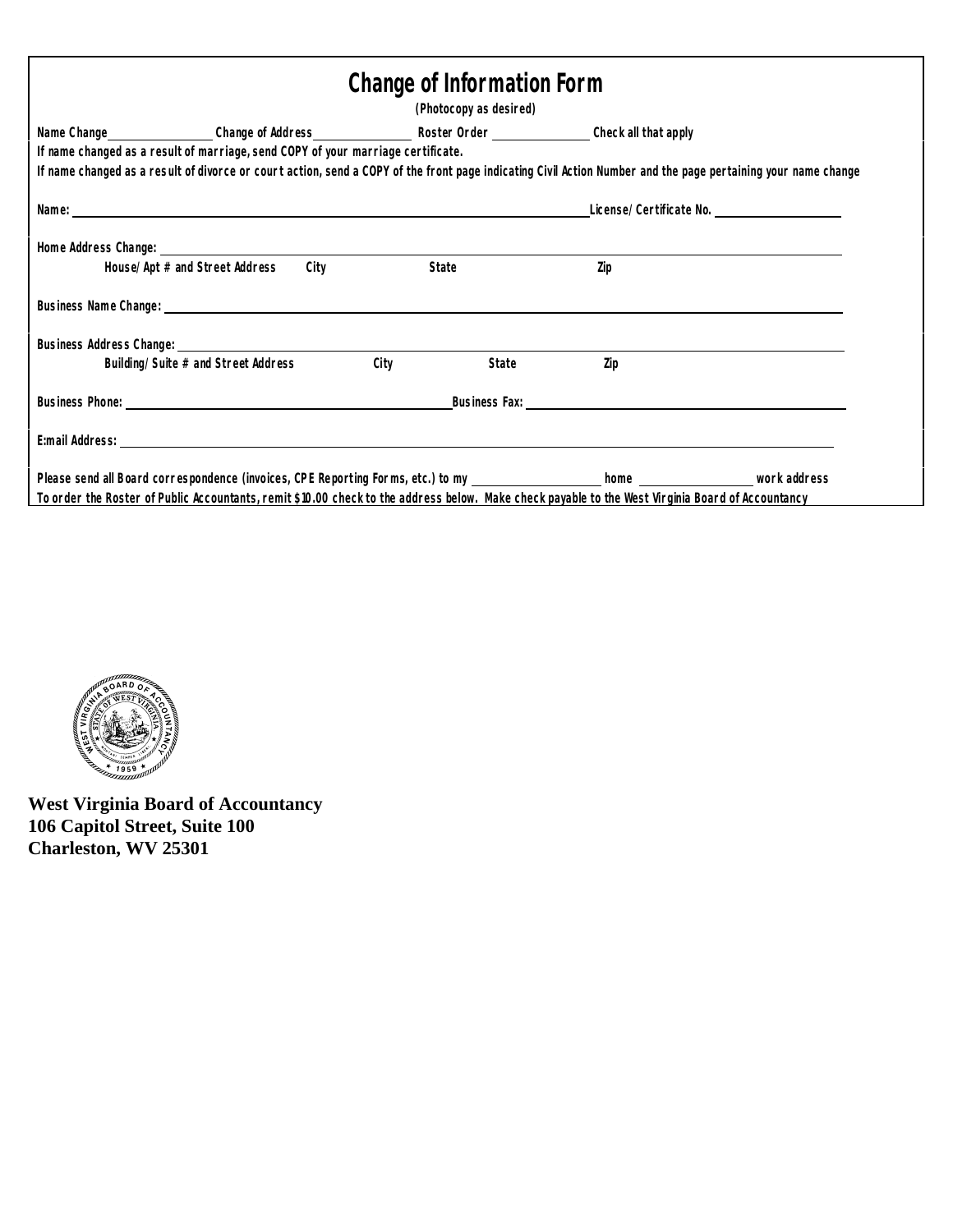# Change of Information Form

(Photocopy as desired)

Name Change\_\_\_\_\_\_\_\_\_\_ Change of Address\_\_\_\_\_\_\_\_\_\_ Roster Order \_\_\_\_\_\_\_\_\_\_ Check all that apply

If name changed as a result of marriage, send COPY of your marriage certificate.

If name changed as a result of divorce or court action, send a COPY of the front page indicating Civil Action Number and the page pertaining your name change

Name: \_\_\_\_\_\_\_\_\_\_\_\_\_\_\_\_\_\_\_\_\_\_\_\_\_\_\_\_\_\_ License/Certificate No. \_\_\_\_\_\_\_\_\_\_\_\_

Home Address Change: \_\_\_\_\_\_\_\_\_\_\_\_\_\_\_\_\_\_\_\_\_\_\_\_\_\_\_\_\_\_\_\_\_\_\_\_\_\_\_\_

House/Apt # and Street Address City State Zip

Business Name Change: \_\_\_\_\_\_\_\_\_\_\_\_\_\_\_\_\_\_\_\_\_\_\_\_\_\_\_\_\_\_\_\_\_\_\_\_\_\_\_\_

Business Address Change: \_\_\_\_\_\_\_\_\_\_\_\_\_\_\_\_\_\_\_\_\_\_\_\_\_\_\_\_\_\_\_\_\_\_\_\_\_\_\_\_

Building/Suite # and Street Address City State Zip

Business Phone: \_\_\_\_\_\_\_\_\_\_\_\_\_\_\_\_\_\_\_\_ Business Fax: \_\_\_\_\_\_\_\_\_\_\_\_\_\_\_\_\_\_\_\_

E:mail Address: \_\_\_\_\_\_\_\_\_\_\_\_\_\_\_\_\_\_\_\_\_\_\_\_\_\_\_\_\_\_\_\_\_\_\_\_\_\_\_\_

Please send all Board correspondence (invoices, CPE Reporting Forms, etc.) to my \_\_\_\_\_\_\_\_\_\_ home \_\_\_\_\_\_\_\_\_\_ work address

To order the Roster of Public Accountants, remit $10.00 check to the address below. Make check payable to the West Virginia Board of Accountancy

**West Virginia Board of Accountancy**
**106 Capitol Street, Suite 100**
**Charleston, WV 25301**